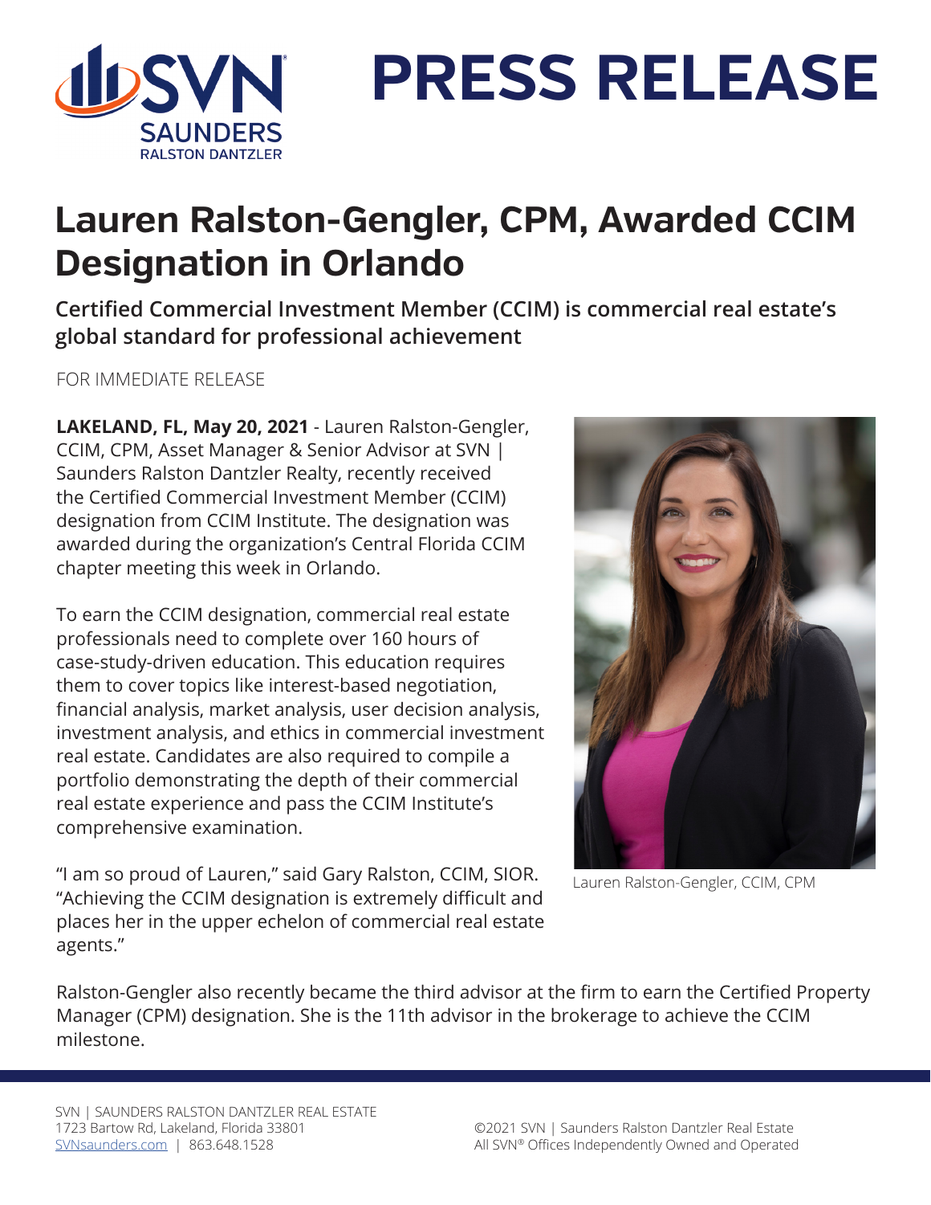# PRESS RELEASE

## Lauren Ralston-Gengler, CPM, Awarded CCIM Designation in Orlando

### Certified Commercial Investment Member (CCIM) is commercial real estate's global standard for professional achievement

FOR IMMEDIATE RELEASE

**LAKELAND, FL, May 20, 2021** - Lauren Ralston-Gengler, CCIM, CPM, Asset Manager & Senior Advisor at SVN | Saunders Ralston Dantzler Realty, recently received the Certified Commercial Investment Member (CCIM) designation from CCIM Institute. The designation was awarded during the organization's Central Florida CCIM chapter meeting this week in Orlando.

To earn the CCIM designation, commercial real estate professionals need to complete over 160 hours of case-study-driven education. This education requires them to cover topics like interest-based negotiation, financial analysis, market analysis, user decision analysis, investment analysis, and ethics in commercial investment real estate. Candidates are also required to compile a portfolio demonstrating the depth of their commercial real estate experience and pass the CCIM Institute's comprehensive examination.

"I am so proud of Lauren," said Gary Ralston, CCIM, SIOR. "Achieving the CCIM designation is extremely difficult and places her in the upper echelon of commercial real estate agents."

Lauren Ralston-Gengler, CCIM, CPM

Ralston-Gengler also recently became the third advisor at the firm to earn the Certified Property Manager (CPM) designation. She is the 11th advisor in the brokerage to achieve the CCIM milestone.

SVN | SAUNDERS RALSTON DANTZLER REAL ESTATE
1723 Bartow Rd, Lakeland, Florida 33801
SVNsaunders.com | 863.648.1528

©2021 SVN | Saunders Ralston Dantzler Real Estate
All SVN® Offices Independently Owned and Operated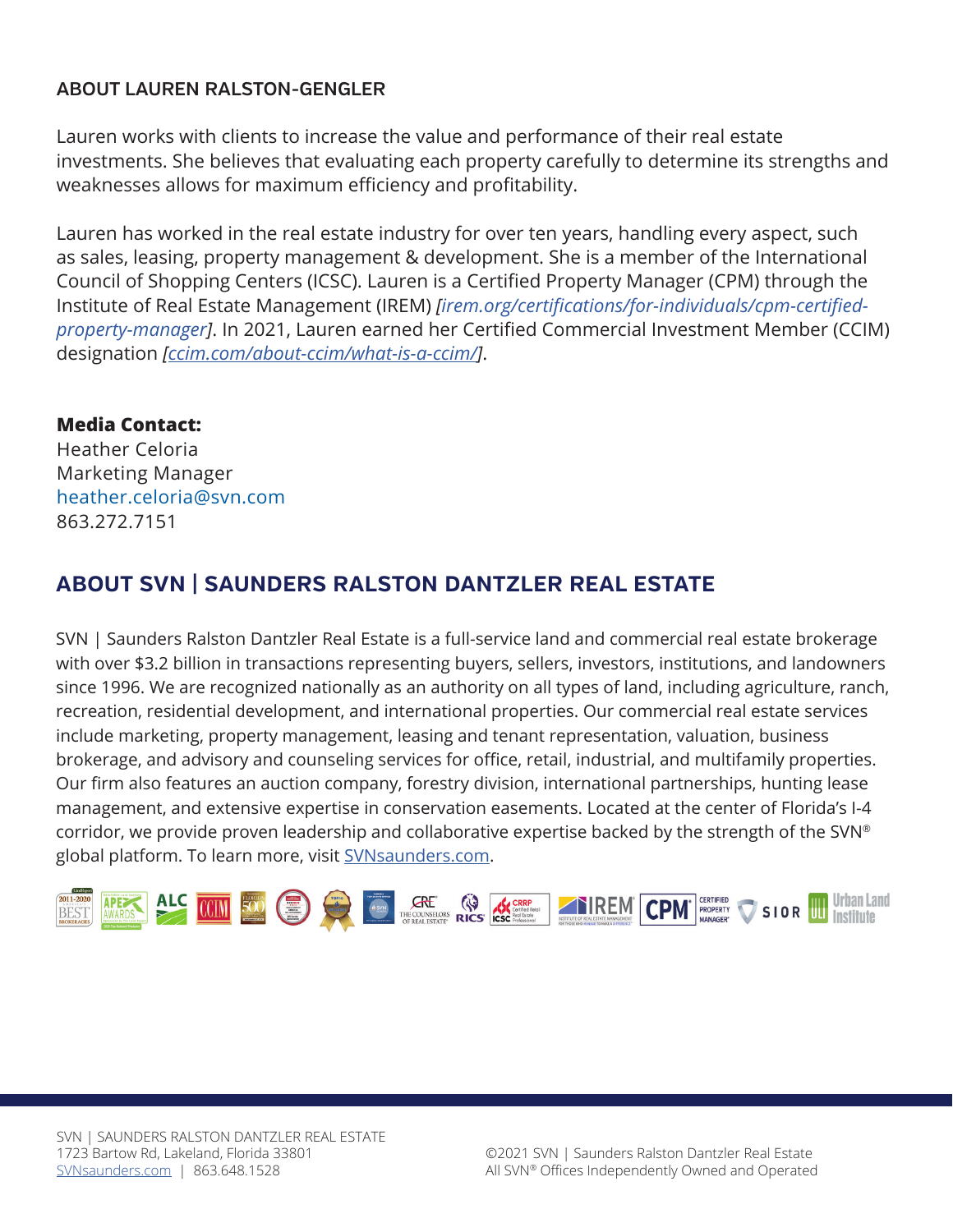### ABOUT LAUREN RALSTON-GENGLER

Lauren works with clients to increase the value and performance of their real estate investments. She believes that evaluating each property carefully to determine its strengths and weaknesses allows for maximum efficiency and profitability.

Lauren has worked in the real estate industry for over ten years, handling every aspect, such as sales, leasing, property management & development. She is a member of the International Council of Shopping Centers (ICSC). Lauren is a Certified Property Manager (CPM) through the Institute of Real Estate Management (IREM) *[irem.org/certifications/for-individuals/cpm-certified-property-manager]*. In 2021, Lauren earned her Certified Commercial Investment Member (CCIM) designation *[ccim.com/about-ccim/what-is-a-ccim/]*.

**Media Contact:**
Heather Celoria
Marketing Manager
heather.celoria@svn.com
863.272.7151

## ABOUT SVN | SAUNDERS RALSTON DANTZLER REAL ESTATE

SVN | Saunders Ralston Dantzler Real Estate is a full-service land and commercial real estate brokerage with over $3.2 billion in transactions representing buyers, sellers, investors, institutions, and landowners since 1996. We are recognized nationally as an authority on all types of land, including agriculture, ranch, recreation, residential development, and international properties. Our commercial real estate services include marketing, property management, leasing and tenant representation, valuation, business brokerage, and advisory and counseling services for office, retail, industrial, and multifamily properties. Our firm also features an auction company, forestry division, international partnerships, hunting lease management, and extensive expertise in conservation easements. Located at the center of Florida's I-4 corridor, we provide proven leadership and collaborative expertise backed by the strength of the SVN® global platform. To learn more, visit SVNsaunders.com.

SVN | SAUNDERS RALSTON DANTZLER REAL ESTATE
1723 Bartow Rd, Lakeland, Florida 33801
SVNsaunders.com | 863.648.1528

©2021 SVN | Saunders Ralston Dantzler Real Estate
All SVN® Offices Independently Owned and Operated